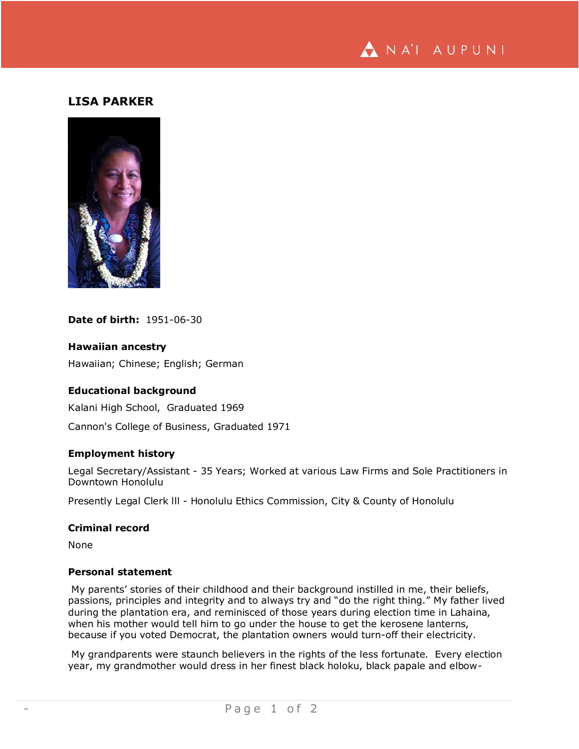## LISA PARKER

**Date of birth:** 1951-06-30

### Hawaiian ancestry

Hawaiian; Chinese; English; German

### Educational background

Kalani High School, Graduated 1969

Cannon's College of Business, Graduated 1971

### Employment history

Legal Secretary/Assistant - 35 Years; Worked at various Law Firms and Sole Practitioners in Downtown Honolulu

Presently Legal Clerk lll - Honolulu Ethics Commission, City & County of Honolulu

### Criminal record

None

### Personal statement

My parents' stories of their childhood and their background instilled in me, their beliefs, passions, principles and integrity and to always try and "do the right thing." My father lived during the plantation era, and reminisced of those years during election time in Lahaina, when his mother would tell him to go under the house to get the kerosene lanterns, because if you voted Democrat, the plantation owners would turn-off their electricity.

My grandparents were staunch believers in the rights of the less fortunate. Every election year, my grandmother would dress in her finest black holoku, black papale and elbow-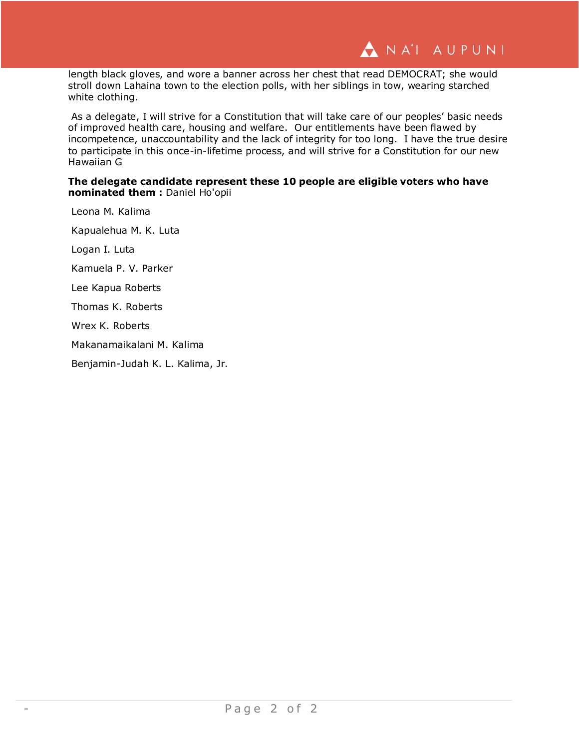length black gloves, and wore a banner across her chest that read DEMOCRAT; she would stroll down Lahaina town to the election polls, with her siblings in tow, wearing starched white clothing.

As a delegate, I will strive for a Constitution that will take care of our peoples' basic needs of improved health care, housing and welfare. Our entitlements have been flawed by incompetence, unaccountability and the lack of integrity for too long. I have the true desire to participate in this once-in-lifetime process, and will strive for a Constitution for our new Hawaiian G

**The delegate candidate represent these 10 people are eligible voters who have nominated them :** Daniel Ho'opii

Leona M. Kalima

Kapualehua M. K. Luta

Logan I. Luta

Kamuela P. V. Parker

Lee Kapua Roberts

Thomas K. Roberts

Wrex K. Roberts

Makanamaikalani M. Kalima

Benjamin-Judah K. L. Kalima, Jr.